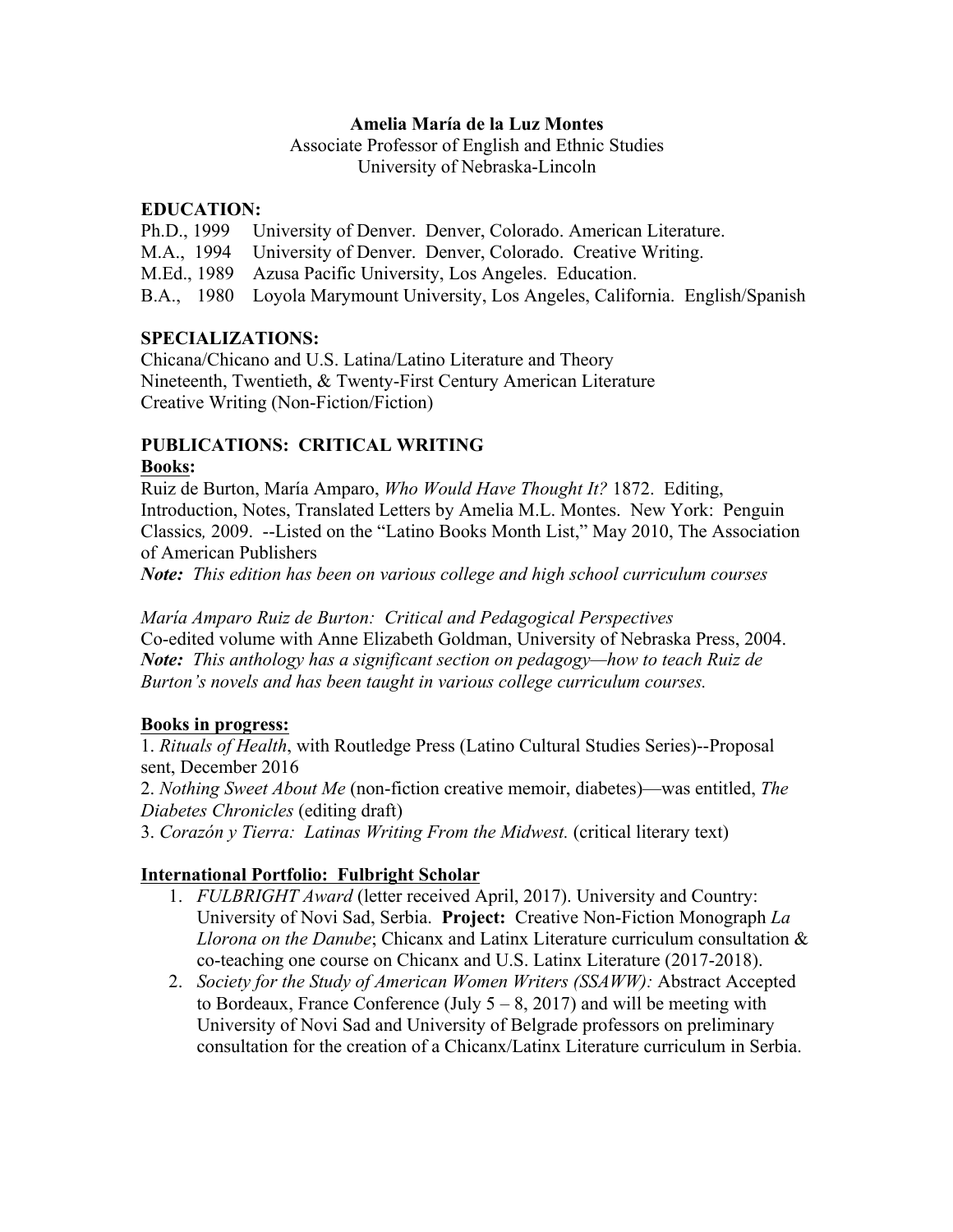**Amelia María de la Luz Montes**

Associate Professor of English and Ethnic Studies
University of Nebraska-Lincoln

## EDUCATION:

Ph.D., 1999 University of Denver. Denver, Colorado. American Literature.
M.A., 1994 University of Denver. Denver, Colorado. Creative Writing.
M.Ed., 1989 Azusa Pacific University, Los Angeles. Education.
B.A., 1980 Loyola Marymount University, Los Angeles, California. English/Spanish

## SPECIALIZATIONS:

Chicana/Chicano and U.S. Latina/Latino Literature and Theory
Nineteenth, Twentieth, & Twenty-First Century American Literature
Creative Writing (Non-Fiction/Fiction)

## PUBLICATIONS: CRITICAL WRITING

### Books:

Ruiz de Burton, María Amparo, *Who Would Have Thought It?* 1872. Editing, Introduction, Notes, Translated Letters by Amelia M.L. Montes. New York: Penguin Classics*,* 2009. --Listed on the "Latino Books Month List," May 2010, The Association of American Publishers
***Note:*** *This edition has been on various college and high school curriculum courses*

*María Amparo Ruiz de Burton: Critical and Pedagogical Perspectives*
Co-edited volume with Anne Elizabeth Goldman, University of Nebraska Press, 2004.
***Note:*** *This anthology has a significant section on pedagogy—how to teach Ruiz de Burton's novels and has been taught in various college curriculum courses.*

### Books in progress:

1. *Rituals of Health*, with Routledge Press (Latino Cultural Studies Series)--Proposal sent, December 2016
2. *Nothing Sweet About Me* (non-fiction creative memoir, diabetes)—was entitled, *The Diabetes Chronicles* (editing draft)
3. *Corazón y Tierra: Latinas Writing From the Midwest.* (critical literary text)

### International Portfolio: Fulbright Scholar

1. *FULBRIGHT Award* (letter received April, 2017). University and Country: University of Novi Sad, Serbia. **Project:** Creative Non-Fiction Monograph *La Llorona on the Danube*; Chicanx and Latinx Literature curriculum consultation & co-teaching one course on Chicanx and U.S. Latinx Literature (2017-2018).
2. *Society for the Study of American Women Writers (SSAWW):* Abstract Accepted to Bordeaux, France Conference (July 5 – 8, 2017) and will be meeting with University of Novi Sad and University of Belgrade professors on preliminary consultation for the creation of a Chicanx/Latinx Literature curriculum in Serbia.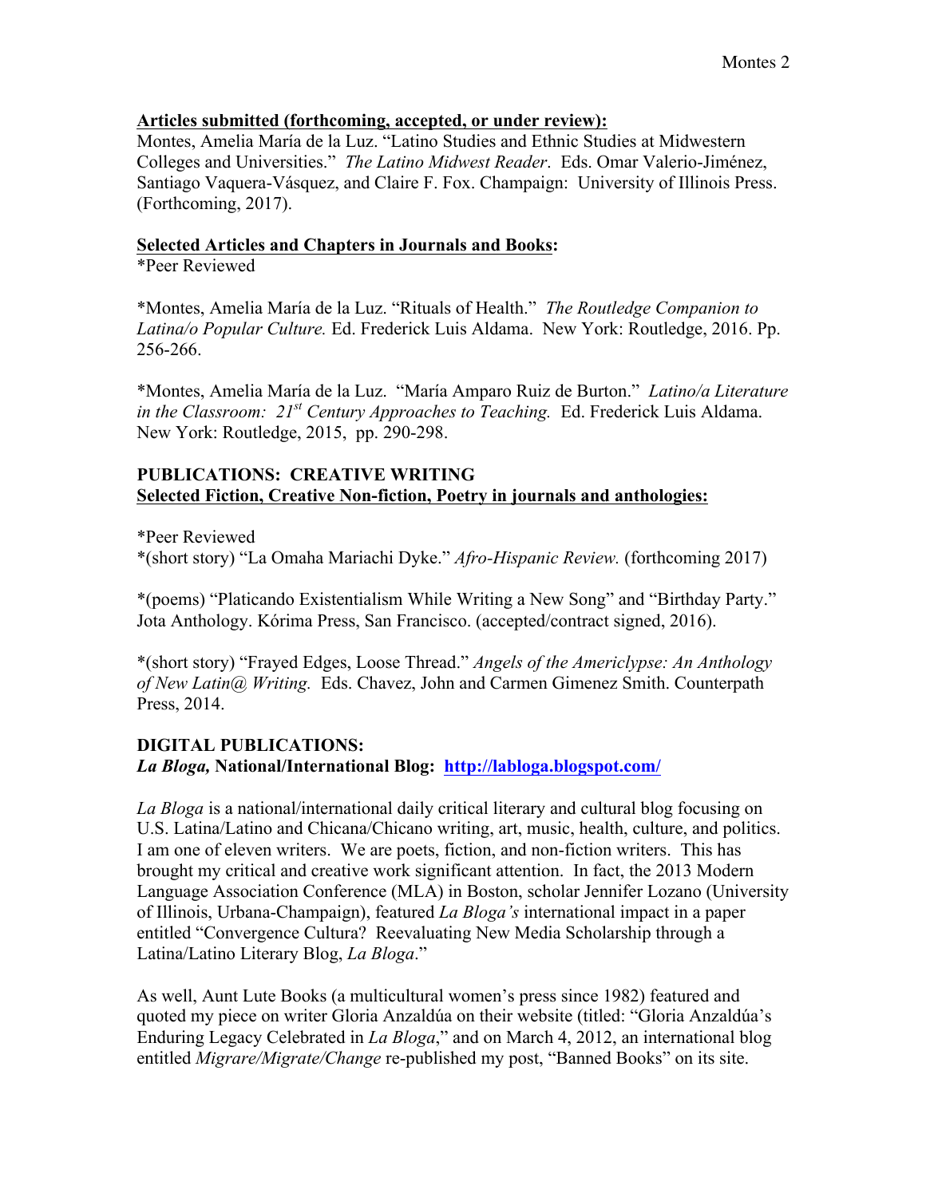**Articles submitted (forthcoming, accepted, or under review):**

Montes, Amelia María de la Luz. "Latino Studies and Ethnic Studies at Midwestern Colleges and Universities." *The Latino Midwest Reader*. Eds. Omar Valerio-Jiménez, Santiago Vaquera-Vásquez, and Claire F. Fox. Champaign: University of Illinois Press. (Forthcoming, 2017).

**Selected Articles and Chapters in Journals and Books:**

*Peer Reviewed

*Montes, Amelia María de la Luz. "Rituals of Health." *The Routledge Companion to Latina/o Popular Culture.* Ed. Frederick Luis Aldama. New York: Routledge, 2016. Pp. 256-266.

*Montes, Amelia María de la Luz. "María Amparo Ruiz de Burton." *Latino/a Literature in the Classroom: 21st Century Approaches to Teaching.* Ed. Frederick Luis Aldama. New York: Routledge, 2015, pp. 290-298.

**PUBLICATIONS: CREATIVE WRITING**

**Selected Fiction, Creative Non-fiction, Poetry in journals and anthologies:**

*Peer Reviewed

*(short story) "La Omaha Mariachi Dyke." *Afro-Hispanic Review.* (forthcoming 2017)

*(poems) "Platicando Existentialism While Writing a New Song" and "Birthday Party." Jota Anthology. Kórima Press, San Francisco. (accepted/contract signed, 2016).

*(short story) "Frayed Edges, Loose Thread." *Angels of the Americlypse: An Anthology of New Latin@ Writing.* Eds. Chavez, John and Carmen Gimenez Smith. Counterpath Press, 2014.

**DIGITAL PUBLICATIONS:**

***La Bloga,* National/International Blog: http://labloga.blogspot.com/**

*La Bloga* is a national/international daily critical literary and cultural blog focusing on U.S. Latina/Latino and Chicana/Chicano writing, art, music, health, culture, and politics. I am one of eleven writers. We are poets, fiction, and non-fiction writers. This has brought my critical and creative work significant attention. In fact, the 2013 Modern Language Association Conference (MLA) in Boston, scholar Jennifer Lozano (University of Illinois, Urbana-Champaign), featured *La Bloga's* international impact in a paper entitled "Convergence Cultura? Reevaluating New Media Scholarship through a Latina/Latino Literary Blog, *La Bloga*."

As well, Aunt Lute Books (a multicultural women's press since 1982) featured and quoted my piece on writer Gloria Anzaldúa on their website (titled: "Gloria Anzaldúa's Enduring Legacy Celebrated in *La Bloga*," and on March 4, 2012, an international blog entitled *Migrare/Migrate/Change* re-published my post, "Banned Books" on its site.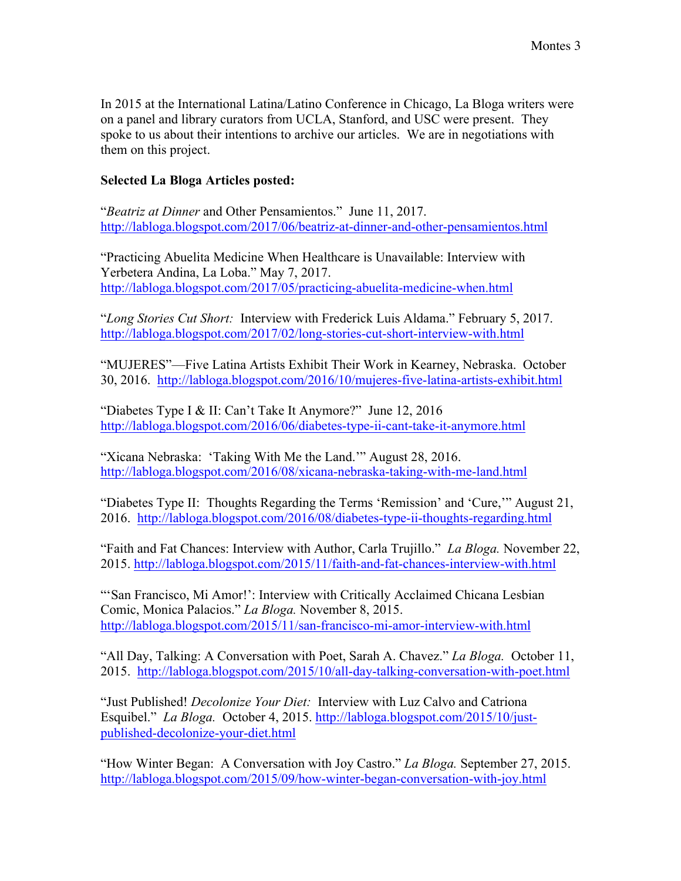In 2015 at the International Latina/Latino Conference in Chicago, La Bloga writers were on a panel and library curators from UCLA, Stanford, and USC were present. They spoke to us about their intentions to archive our articles. We are in negotiations with them on this project.

**Selected La Bloga Articles posted:**

"*Beatriz at Dinner* and Other Pensamientos." June 11, 2017. http://labloga.blogspot.com/2017/06/beatriz-at-dinner-and-other-pensamientos.html

"Practicing Abuelita Medicine When Healthcare is Unavailable: Interview with Yerbetera Andina, La Loba." May 7, 2017. http://labloga.blogspot.com/2017/05/practicing-abuelita-medicine-when.html

"*Long Stories Cut Short:* Interview with Frederick Luis Aldama." February 5, 2017. http://labloga.blogspot.com/2017/02/long-stories-cut-short-interview-with.html

"MUJERES"—Five Latina Artists Exhibit Their Work in Kearney, Nebraska. October 30, 2016. http://labloga.blogspot.com/2016/10/mujeres-five-latina-artists-exhibit.html

"Diabetes Type I & II: Can't Take It Anymore?" June 12, 2016 http://labloga.blogspot.com/2016/06/diabetes-type-ii-cant-take-it-anymore.html

"Xicana Nebraska: 'Taking With Me the Land.'" August 28, 2016. http://labloga.blogspot.com/2016/08/xicana-nebraska-taking-with-me-land.html

"Diabetes Type II: Thoughts Regarding the Terms 'Remission' and 'Cure,'" August 21, 2016. http://labloga.blogspot.com/2016/08/diabetes-type-ii-thoughts-regarding.html

"Faith and Fat Chances: Interview with Author, Carla Trujillo." *La Bloga.* November 22, 2015. http://labloga.blogspot.com/2015/11/faith-and-fat-chances-interview-with.html

"'San Francisco, Mi Amor!': Interview with Critically Acclaimed Chicana Lesbian Comic, Monica Palacios." *La Bloga.* November 8, 2015. http://labloga.blogspot.com/2015/11/san-francisco-mi-amor-interview-with.html

"All Day, Talking: A Conversation with Poet, Sarah A. Chavez." *La Bloga.* October 11, 2015. http://labloga.blogspot.com/2015/10/all-day-talking-conversation-with-poet.html

"Just Published! *Decolonize Your Diet:* Interview with Luz Calvo and Catriona Esquibel." *La Bloga.* October 4, 2015. http://labloga.blogspot.com/2015/10/just-published-decolonize-your-diet.html

"How Winter Began: A Conversation with Joy Castro." *La Bloga.* September 27, 2015. http://labloga.blogspot.com/2015/09/how-winter-began-conversation-with-joy.html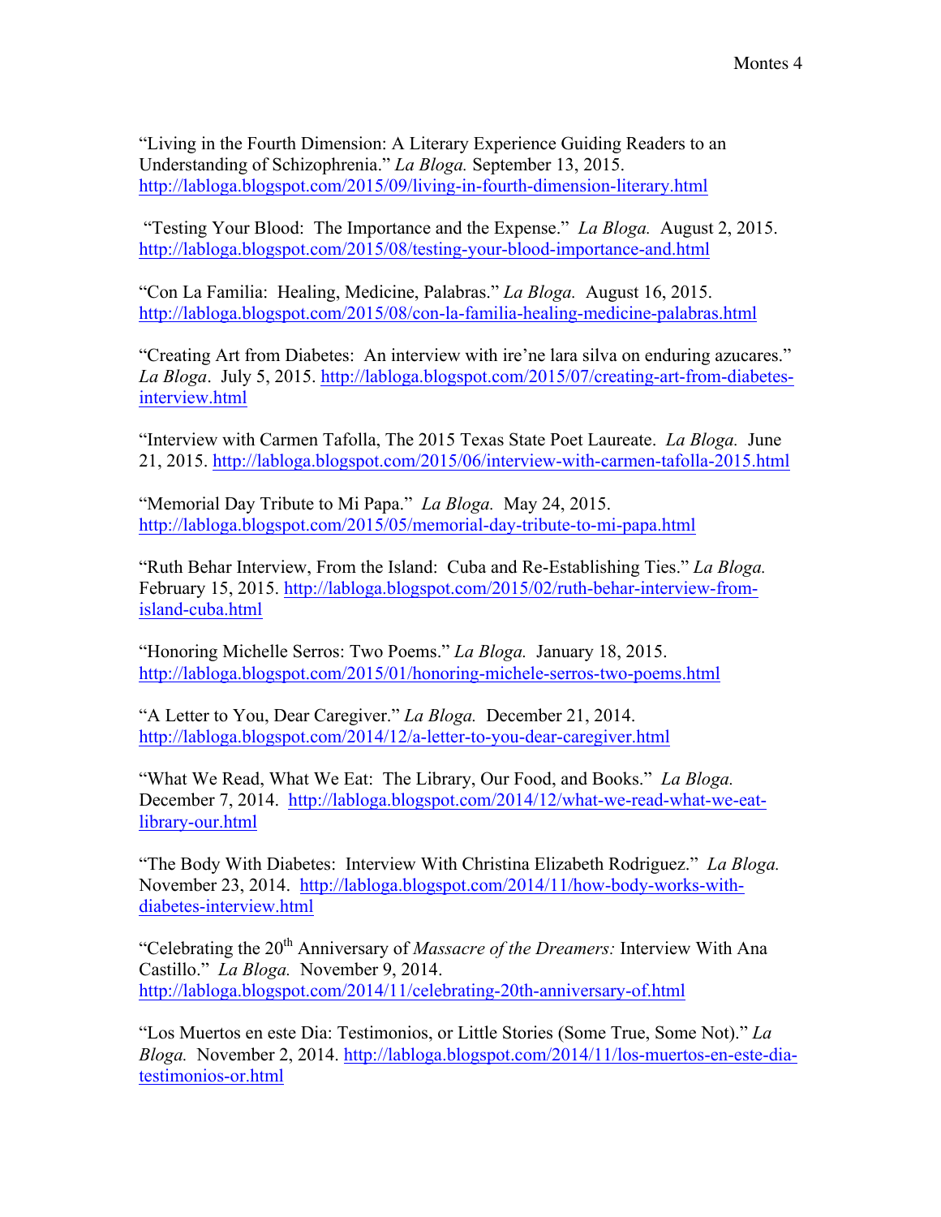"Living in the Fourth Dimension: A Literary Experience Guiding Readers to an Understanding of Schizophrenia." *La Bloga.* September 13, 2015. http://labloga.blogspot.com/2015/09/living-in-fourth-dimension-literary.html

"Testing Your Blood: The Importance and the Expense." *La Bloga.* August 2, 2015. http://labloga.blogspot.com/2015/08/testing-your-blood-importance-and.html

"Con La Familia: Healing, Medicine, Palabras." *La Bloga.* August 16, 2015. http://labloga.blogspot.com/2015/08/con-la-familia-healing-medicine-palabras.html

"Creating Art from Diabetes: An interview with ire'ne lara silva on enduring azucares." *La Bloga*. July 5, 2015. http://labloga.blogspot.com/2015/07/creating-art-from-diabetes-interview.html

"Interview with Carmen Tafolla, The 2015 Texas State Poet Laureate. *La Bloga.* June 21, 2015. http://labloga.blogspot.com/2015/06/interview-with-carmen-tafolla-2015.html

"Memorial Day Tribute to Mi Papa." *La Bloga.* May 24, 2015. http://labloga.blogspot.com/2015/05/memorial-day-tribute-to-mi-papa.html

"Ruth Behar Interview, From the Island: Cuba and Re-Establishing Ties." *La Bloga.* February 15, 2015. http://labloga.blogspot.com/2015/02/ruth-behar-interview-from-island-cuba.html

"Honoring Michelle Serros: Two Poems." *La Bloga.* January 18, 2015. http://labloga.blogspot.com/2015/01/honoring-michele-serros-two-poems.html

"A Letter to You, Dear Caregiver." *La Bloga.* December 21, 2014. http://labloga.blogspot.com/2014/12/a-letter-to-you-dear-caregiver.html

"What We Read, What We Eat: The Library, Our Food, and Books." *La Bloga.* December 7, 2014. http://labloga.blogspot.com/2014/12/what-we-read-what-we-eat-library-our.html

"The Body With Diabetes: Interview With Christina Elizabeth Rodriguez." *La Bloga.* November 23, 2014. http://labloga.blogspot.com/2014/11/how-body-works-with-diabetes-interview.html

"Celebrating the 20th Anniversary of *Massacre of the Dreamers:* Interview With Ana Castillo." *La Bloga.* November 9, 2014. http://labloga.blogspot.com/2014/11/celebrating-20th-anniversary-of.html

"Los Muertos en este Dia: Testimonios, or Little Stories (Some True, Some Not)." *La Bloga.* November 2, 2014. http://labloga.blogspot.com/2014/11/los-muertos-en-este-dia-testimonios-or.html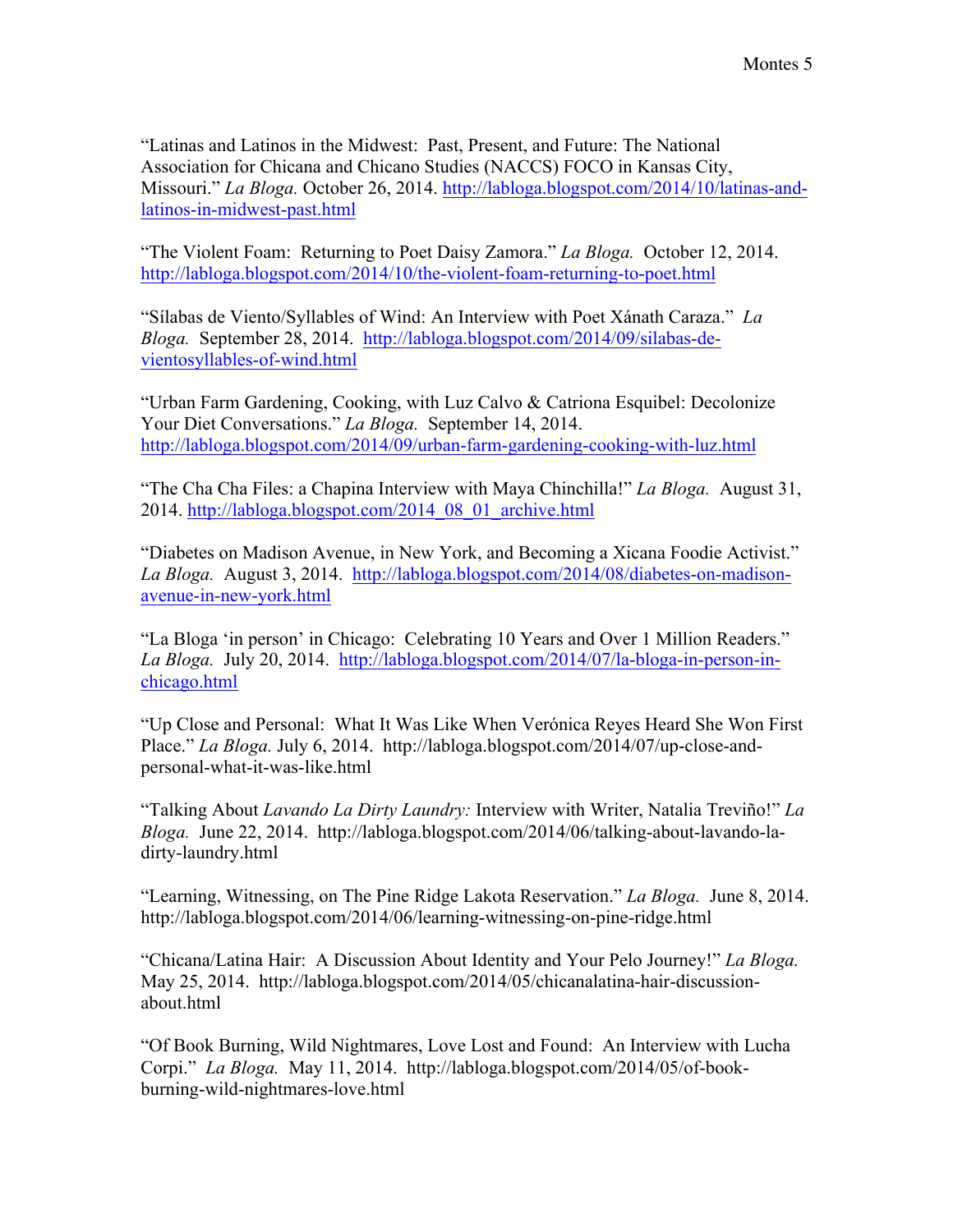"Latinas and Latinos in the Midwest: Past, Present, and Future: The National Association for Chicana and Chicano Studies (NACCS) FOCO in Kansas City, Missouri." *La Bloga.* October 26, 2014. http://labloga.blogspot.com/2014/10/latinas-and-latinos-in-midwest-past.html

"The Violent Foam: Returning to Poet Daisy Zamora." *La Bloga.* October 12, 2014. http://labloga.blogspot.com/2014/10/the-violent-foam-returning-to-poet.html

"Sílabas de Viento/Syllables of Wind: An Interview with Poet Xánath Caraza." *La Bloga.* September 28, 2014. http://labloga.blogspot.com/2014/09/silabas-de-vientosyllables-of-wind.html

"Urban Farm Gardening, Cooking, with Luz Calvo & Catriona Esquibel: Decolonize Your Diet Conversations." *La Bloga.* September 14, 2014. http://labloga.blogspot.com/2014/09/urban-farm-gardening-cooking-with-luz.html

"The Cha Cha Files: a Chapina Interview with Maya Chinchilla!" *La Bloga.* August 31, 2014. http://labloga.blogspot.com/2014_08_01_archive.html

"Diabetes on Madison Avenue, in New York, and Becoming a Xicana Foodie Activist." *La Bloga.* August 3, 2014. http://labloga.blogspot.com/2014/08/diabetes-on-madison-avenue-in-new-york.html

"La Bloga 'in person' in Chicago: Celebrating 10 Years and Over 1 Million Readers." *La Bloga.* July 20, 2014. http://labloga.blogspot.com/2014/07/la-bloga-in-person-in-chicago.html

"Up Close and Personal: What It Was Like When Verónica Reyes Heard She Won First Place." *La Bloga.* July 6, 2014. http://labloga.blogspot.com/2014/07/up-close-and-personal-what-it-was-like.html

"Talking About *Lavando La Dirty Laundry:* Interview with Writer, Natalia Treviño!" *La Bloga.* June 22, 2014. http://labloga.blogspot.com/2014/06/talking-about-lavando-la-dirty-laundry.html

"Learning, Witnessing, on The Pine Ridge Lakota Reservation." *La Bloga.* June 8, 2014. http://labloga.blogspot.com/2014/06/learning-witnessing-on-pine-ridge.html

"Chicana/Latina Hair: A Discussion About Identity and Your Pelo Journey!" *La Bloga.* May 25, 2014. http://labloga.blogspot.com/2014/05/chicanalatina-hair-discussion-about.html

"Of Book Burning, Wild Nightmares, Love Lost and Found: An Interview with Lucha Corpi." *La Bloga.* May 11, 2014. http://labloga.blogspot.com/2014/05/of-book-burning-wild-nightmares-love.html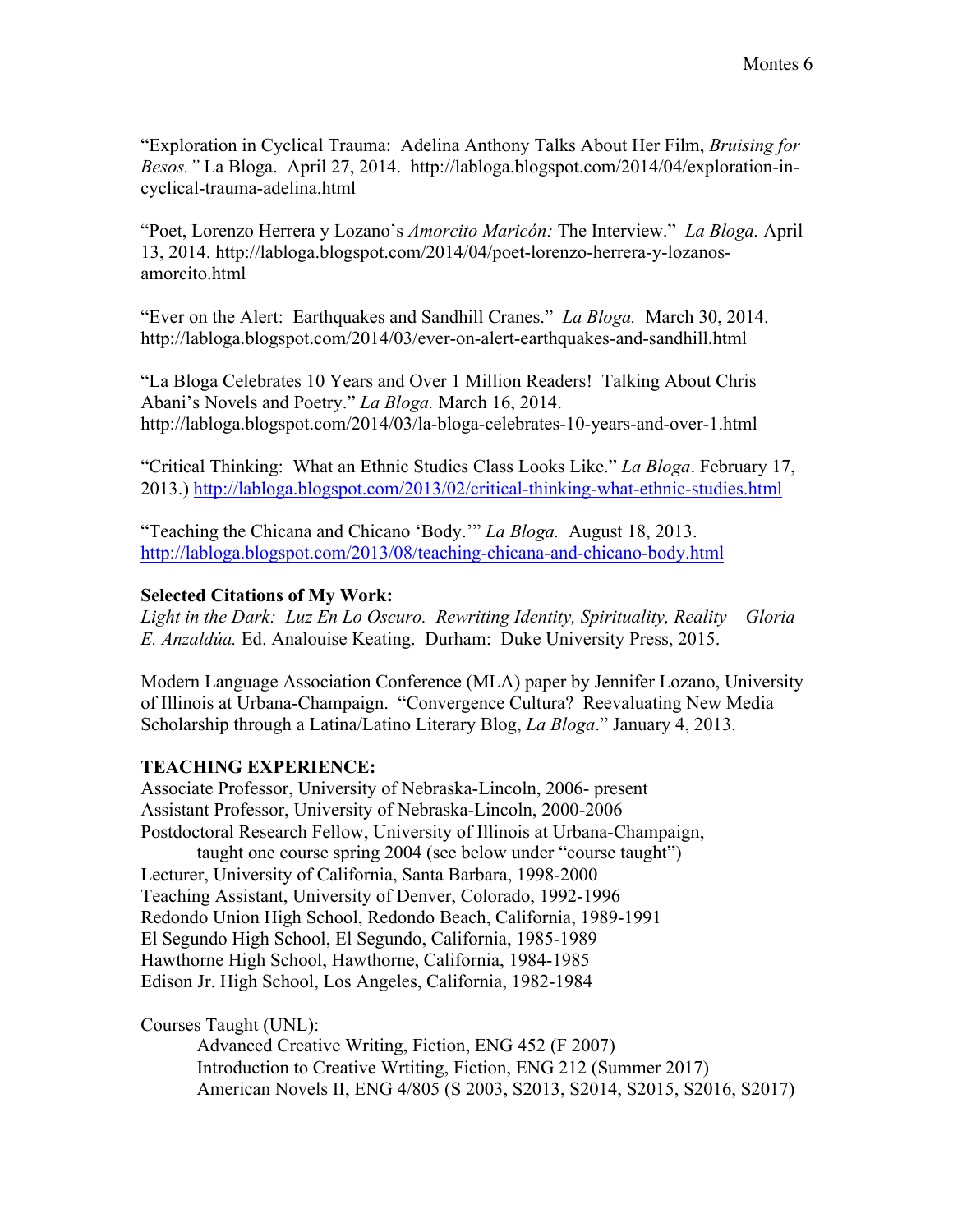"Exploration in Cyclical Trauma: Adelina Anthony Talks About Her Film, *Bruising for Besos."* La Bloga. April 27, 2014. http://labloga.blogspot.com/2014/04/exploration-in-cyclical-trauma-adelina.html

"Poet, Lorenzo Herrera y Lozano's *Amorcito Maricón:* The Interview." *La Bloga.* April 13, 2014. http://labloga.blogspot.com/2014/04/poet-lorenzo-herrera-y-lozanos-amorcito.html

"Ever on the Alert: Earthquakes and Sandhill Cranes." *La Bloga.* March 30, 2014. http://labloga.blogspot.com/2014/03/ever-on-alert-earthquakes-and-sandhill.html

"La Bloga Celebrates 10 Years and Over 1 Million Readers! Talking About Chris Abani's Novels and Poetry." *La Bloga.* March 16, 2014. http://labloga.blogspot.com/2014/03/la-bloga-celebrates-10-years-and-over-1.html

"Critical Thinking: What an Ethnic Studies Class Looks Like." *La Bloga*. February 17, 2013.) http://labloga.blogspot.com/2013/02/critical-thinking-what-ethnic-studies.html

"Teaching the Chicana and Chicano 'Body.'" *La Bloga.* August 18, 2013. http://labloga.blogspot.com/2013/08/teaching-chicana-and-chicano-body.html

**Selected Citations of My Work:**

*Light in the Dark: Luz En Lo Oscuro. Rewriting Identity, Spirituality, Reality – Gloria E. Anzaldúa.* Ed. Analouise Keating. Durham: Duke University Press, 2015.

Modern Language Association Conference (MLA) paper by Jennifer Lozano, University of Illinois at Urbana-Champaign. "Convergence Cultura? Reevaluating New Media Scholarship through a Latina/Latino Literary Blog, *La Bloga*." January 4, 2013.

**TEACHING EXPERIENCE:**

Associate Professor, University of Nebraska-Lincoln, 2006- present
Assistant Professor, University of Nebraska-Lincoln, 2000-2006
Postdoctoral Research Fellow, University of Illinois at Urbana-Champaign,
taught one course spring 2004 (see below under "course taught")
Lecturer, University of California, Santa Barbara, 1998-2000
Teaching Assistant, University of Denver, Colorado, 1992-1996
Redondo Union High School, Redondo Beach, California, 1989-1991
El Segundo High School, El Segundo, California, 1985-1989
Hawthorne High School, Hawthorne, California, 1984-1985
Edison Jr. High School, Los Angeles, California, 1982-1984

Courses Taught (UNL):

Advanced Creative Writing, Fiction, ENG 452 (F 2007)
Introduction to Creative Wrtiting, Fiction, ENG 212 (Summer 2017)
American Novels II, ENG 4/805 (S 2003, S2013, S2014, S2015, S2016, S2017)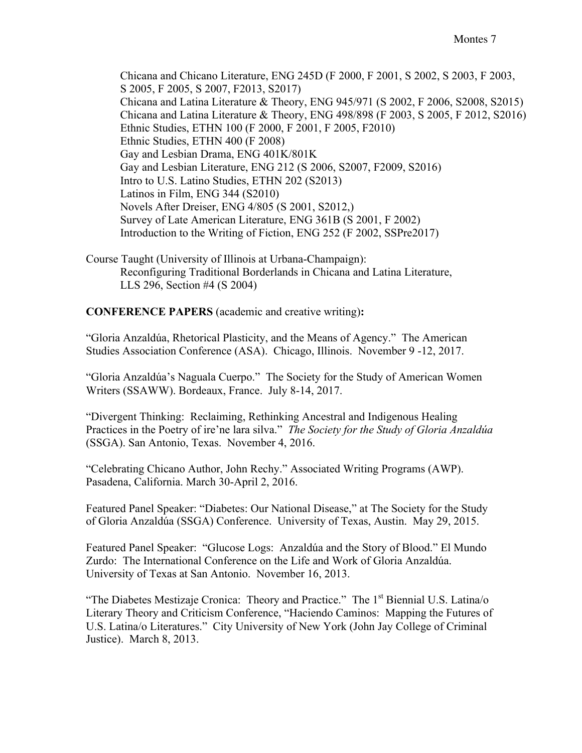Chicana and Chicano Literature, ENG 245D (F 2000, F 2001, S 2002, S 2003, F 2003, S 2005, F 2005, S 2007, F2013, S2017)
Chicana and Latina Literature & Theory, ENG 945/971 (S 2002, F 2006, S2008, S2015)
Chicana and Latina Literature & Theory, ENG 498/898 (F 2003, S 2005, F 2012, S2016)
Ethnic Studies, ETHN 100 (F 2000, F 2001, F 2005, F2010)
Ethnic Studies, ETHN 400 (F 2008)
Gay and Lesbian Drama, ENG 401K/801K
Gay and Lesbian Literature, ENG 212 (S 2006, S2007, F2009, S2016)
Intro to U.S. Latino Studies, ETHN 202 (S2013)
Latinos in Film, ENG 344 (S2010)
Novels After Dreiser, ENG 4/805 (S 2001, S2012,)
Survey of Late American Literature, ENG 361B (S 2001, F 2002)
Introduction to the Writing of Fiction, ENG 252 (F 2002, SSPre2017)

Course Taught (University of Illinois at Urbana-Champaign):
Reconfiguring Traditional Borderlands in Chicana and Latina Literature, LLS 296, Section #4 (S 2004)

**CONFERENCE PAPERS** (academic and creative writing)**:**

"Gloria Anzaldúa, Rhetorical Plasticity, and the Means of Agency." The American Studies Association Conference (ASA). Chicago, Illinois. November 9 -12, 2017.

"Gloria Anzaldúa's Naguala Cuerpo." The Society for the Study of American Women Writers (SSAWW). Bordeaux, France. July 8-14, 2017.

"Divergent Thinking: Reclaiming, Rethinking Ancestral and Indigenous Healing Practices in the Poetry of ire'ne lara silva." *The Society for the Study of Gloria Anzaldúa* (SSGA). San Antonio, Texas. November 4, 2016.

"Celebrating Chicano Author, John Rechy." Associated Writing Programs (AWP). Pasadena, California. March 30-April 2, 2016.

Featured Panel Speaker: "Diabetes: Our National Disease," at The Society for the Study of Gloria Anzaldúa (SSGA) Conference. University of Texas, Austin. May 29, 2015.

Featured Panel Speaker: "Glucose Logs: Anzaldúa and the Story of Blood." El Mundo Zurdo: The International Conference on the Life and Work of Gloria Anzaldúa. University of Texas at San Antonio. November 16, 2013.

"The Diabetes Mestizaje Cronica: Theory and Practice." The 1st Biennial U.S. Latina/o Literary Theory and Criticism Conference, "Haciendo Caminos: Mapping the Futures of U.S. Latina/o Literatures." City University of New York (John Jay College of Criminal Justice). March 8, 2013.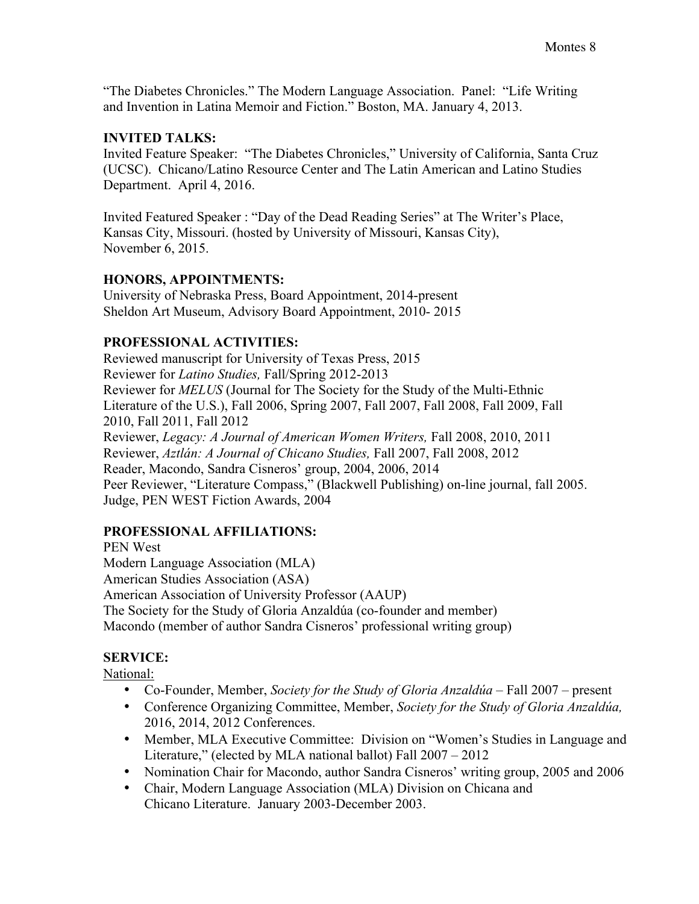"The Diabetes Chronicles." The Modern Language Association. Panel: "Life Writing and Invention in Latina Memoir and Fiction." Boston, MA. January 4, 2013.

## INVITED TALKS:

Invited Feature Speaker: "The Diabetes Chronicles," University of California, Santa Cruz (UCSC). Chicano/Latino Resource Center and The Latin American and Latino Studies Department. April 4, 2016.

Invited Featured Speaker : "Day of the Dead Reading Series" at The Writer's Place, Kansas City, Missouri. (hosted by University of Missouri, Kansas City), November 6, 2015.

## HONORS, APPOINTMENTS:

University of Nebraska Press, Board Appointment, 2014-present
Sheldon Art Museum, Advisory Board Appointment, 2010- 2015

## PROFESSIONAL ACTIVITIES:

Reviewed manuscript for University of Texas Press, 2015
Reviewer for *Latino Studies,* Fall/Spring 2012-2013
Reviewer for *MELUS* (Journal for The Society for the Study of the Multi-Ethnic Literature of the U.S.), Fall 2006, Spring 2007, Fall 2007, Fall 2008, Fall 2009, Fall 2010, Fall 2011, Fall 2012
Reviewer, *Legacy: A Journal of American Women Writers,* Fall 2008, 2010, 2011
Reviewer, *Aztlán: A Journal of Chicano Studies,* Fall 2007, Fall 2008, 2012
Reader, Macondo, Sandra Cisneros' group, 2004, 2006, 2014
Peer Reviewer, "Literature Compass," (Blackwell Publishing) on-line journal, fall 2005.
Judge, PEN WEST Fiction Awards, 2004

## PROFESSIONAL AFFILIATIONS:

PEN West
Modern Language Association (MLA)
American Studies Association (ASA)
American Association of University Professor (AAUP)
The Society for the Study of Gloria Anzaldúa (co-founder and member)
Macondo (member of author Sandra Cisneros' professional writing group)

## SERVICE:

National:

- Co-Founder, Member, *Society for the Study of Gloria Anzaldúa* – Fall 2007 – present
- Conference Organizing Committee, Member, *Society for the Study of Gloria Anzaldúa,* 2016, 2014, 2012 Conferences.
- Member, MLA Executive Committee: Division on "Women's Studies in Language and Literature," (elected by MLA national ballot) Fall 2007 – 2012
- Nomination Chair for Macondo, author Sandra Cisneros' writing group, 2005 and 2006
- Chair, Modern Language Association (MLA) Division on Chicana and Chicano Literature. January 2003-December 2003.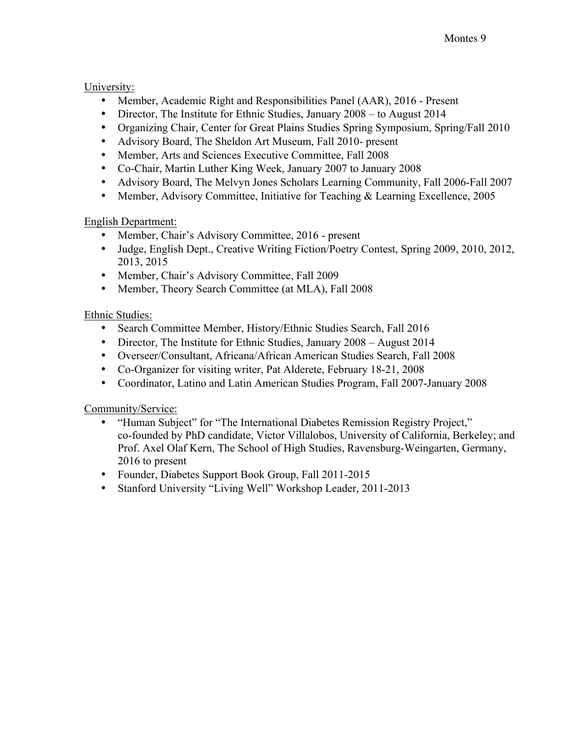University:

- Member, Academic Right and Responsibilities Panel (AAR), 2016 - Present
- Director, The Institute for Ethnic Studies, January 2008 – to August 2014
- Organizing Chair, Center for Great Plains Studies Spring Symposium, Spring/Fall 2010
- Advisory Board, The Sheldon Art Museum, Fall 2010- present
- Member, Arts and Sciences Executive Committee, Fall 2008
- Co-Chair, Martin Luther King Week, January 2007 to January 2008
- Advisory Board, The Melvyn Jones Scholars Learning Community, Fall 2006-Fall 2007
- Member, Advisory Committee, Initiative for Teaching & Learning Excellence, 2005

English Department:

- Member, Chair's Advisory Committee, 2016 - present
- Judge, English Dept., Creative Writing Fiction/Poetry Contest, Spring 2009, 2010, 2012, 2013, 2015
- Member, Chair's Advisory Committee, Fall 2009
- Member, Theory Search Committee (at MLA), Fall 2008

Ethnic Studies:

- Search Committee Member, History/Ethnic Studies Search, Fall 2016
- Director, The Institute for Ethnic Studies, January 2008 – August 2014
- Overseer/Consultant, Africana/African American Studies Search, Fall 2008
- Co-Organizer for visiting writer, Pat Alderete, February 18-21, 2008
- Coordinator, Latino and Latin American Studies Program, Fall 2007-January 2008

Community/Service:

- "Human Subject" for "The International Diabetes Remission Registry Project," co-founded by PhD candidate, Victor Villalobos, University of California, Berkeley; and Prof. Axel Olaf Kern, The School of High Studies, Ravensburg-Weingarten, Germany, 2016 to present
- Founder, Diabetes Support Book Group, Fall 2011-2015
- Stanford University "Living Well" Workshop Leader, 2011-2013